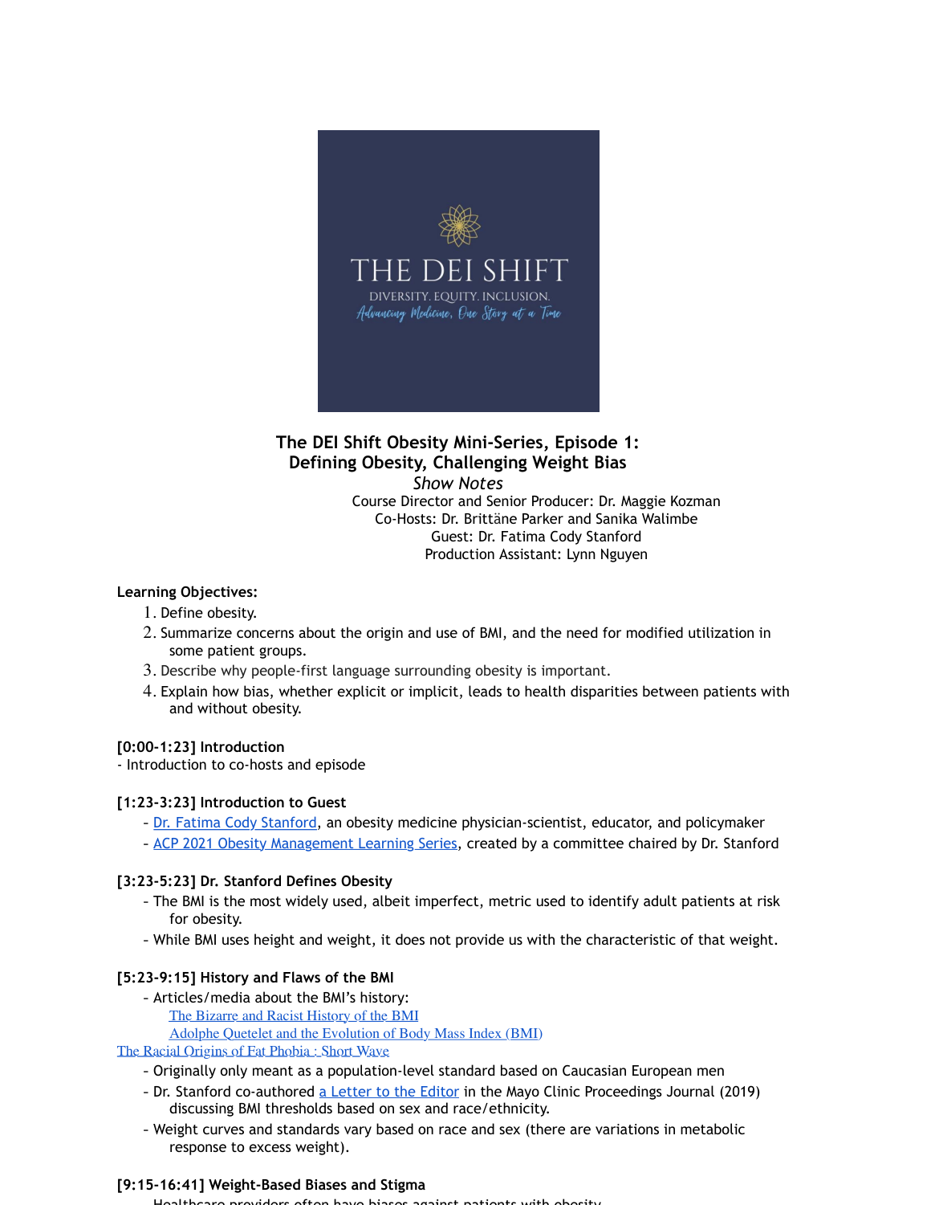# The DEI Shift Obesity Mini-Series, Episode 1: Defining Obesity, Challenging Weight Bias

*Show Notes*

Course Director and Senior Producer: Dr. Maggie Kozman
Co-Hosts: Dr. Brittäne Parker and Sanika Walimbe
Guest: Dr. Fatima Cody Stanford
Production Assistant: Lynn Nguyen

**Learning Objectives:**

1. Define obesity.
2. Summarize concerns about the origin and use of BMI, and the need for modified utilization in some patient groups.
3. Describe why people-first language surrounding obesity is important.
4. Explain how bias, whether explicit or implicit, leads to health disparities between patients with and without obesity.

**[0:00-1:23] Introduction**

- Introduction to co-hosts and episode

**[1:23-3:23] Introduction to Guest**

- Dr. Fatima Cody Stanford, an obesity medicine physician-scientist, educator, and policymaker
- ACP 2021 Obesity Management Learning Series, created by a committee chaired by Dr. Stanford

**[3:23-5:23] Dr. Stanford Defines Obesity**

- The BMI is the most widely used, albeit imperfect, metric used to identify adult patients at risk for obesity.
- While BMI uses height and weight, it does not provide us with the characteristic of that weight.

**[5:23-9:15] History and Flaws of the BMI**

- Articles/media about the BMI's history:
  The Bizarre and Racist History of the BMI
  Adolphe Quetelet and the Evolution of Body Mass Index (BMI)
  The Racial Origins of Fat Phobia : Short Wave
- Originally only meant as a population-level standard based on Caucasian European men
- Dr. Stanford co-authored a Letter to the Editor in the Mayo Clinic Proceedings Journal (2019) discussing BMI thresholds based on sex and race/ethnicity.
- Weight curves and standards vary based on race and sex (there are variations in metabolic response to excess weight).

**[9:15-16:41] Weight-Based Biases and Stigma**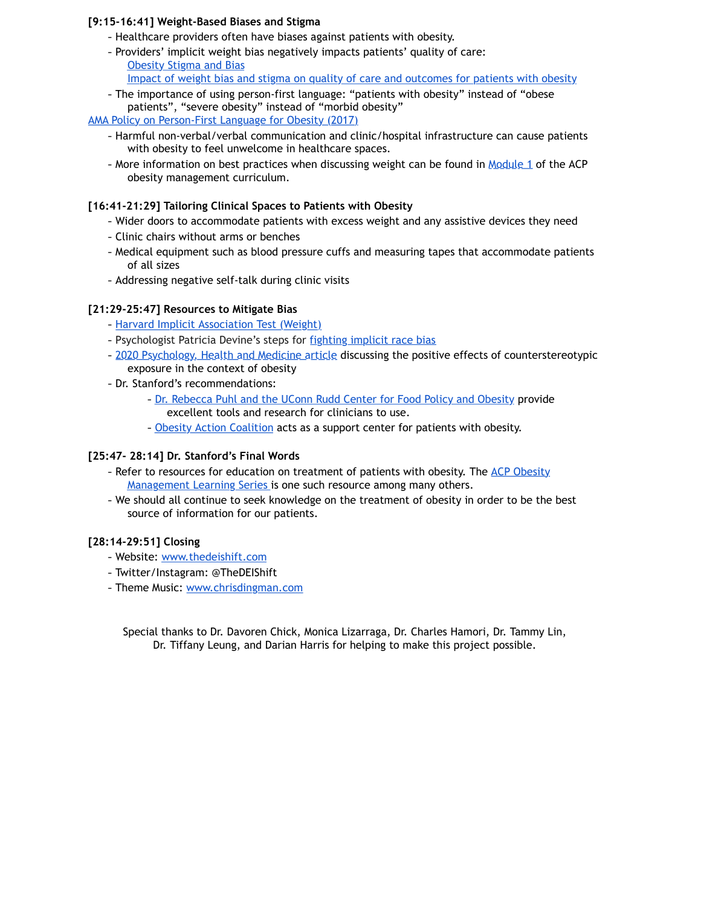**[9:15-16:41] Weight-Based Biases and Stigma**

- Healthcare providers often have biases against patients with obesity.
- Providers' implicit weight bias negatively impacts patients' quality of care:
  - Obesity Stigma and Bias
  - Impact of weight bias and stigma on quality of care and outcomes for patients with obesity
- The importance of using person-first language: "patients with obesity" instead of "obese patients", "severe obesity" instead of "morbid obesity"

AMA Policy on Person-First Language for Obesity (2017)

- Harmful non-verbal/verbal communication and clinic/hospital infrastructure can cause patients with obesity to feel unwelcome in healthcare spaces.
- More information on best practices when discussing weight can be found in Module 1 of the ACP obesity management curriculum.

**[16:41-21:29] Tailoring Clinical Spaces to Patients with Obesity**

- Wider doors to accommodate patients with excess weight and any assistive devices they need
- Clinic chairs without arms or benches
- Medical equipment such as blood pressure cuffs and measuring tapes that accommodate patients of all sizes
- Addressing negative self-talk during clinic visits

**[21:29-25:47] Resources to Mitigate Bias**

- Harvard Implicit Association Test (Weight)
- Psychologist Patricia Devine's steps for fighting implicit race bias
- 2020 Psychology, Health and Medicine article discussing the positive effects of counterstereotypic exposure in the context of obesity
- Dr. Stanford's recommendations:
  - Dr. Rebecca Puhl and the UConn Rudd Center for Food Policy and Obesity provide excellent tools and research for clinicians to use.
  - Obesity Action Coalition acts as a support center for patients with obesity.

**[25:47- 28:14] Dr. Stanford's Final Words**

- Refer to resources for education on treatment of patients with obesity. The ACP Obesity Management Learning Series is one such resource among many others.
- We should all continue to seek knowledge on the treatment of obesity in order to be the best source of information for our patients.

**[28:14-29:51] Closing**

- Website: www.thedeishift.com
- Twitter/Instagram: @TheDEIShift
- Theme Music: www.chrisdingman.com

Special thanks to Dr. Davoren Chick, Monica Lizarraga, Dr. Charles Hamori, Dr. Tammy Lin, Dr. Tiffany Leung, and Darian Harris for helping to make this project possible.